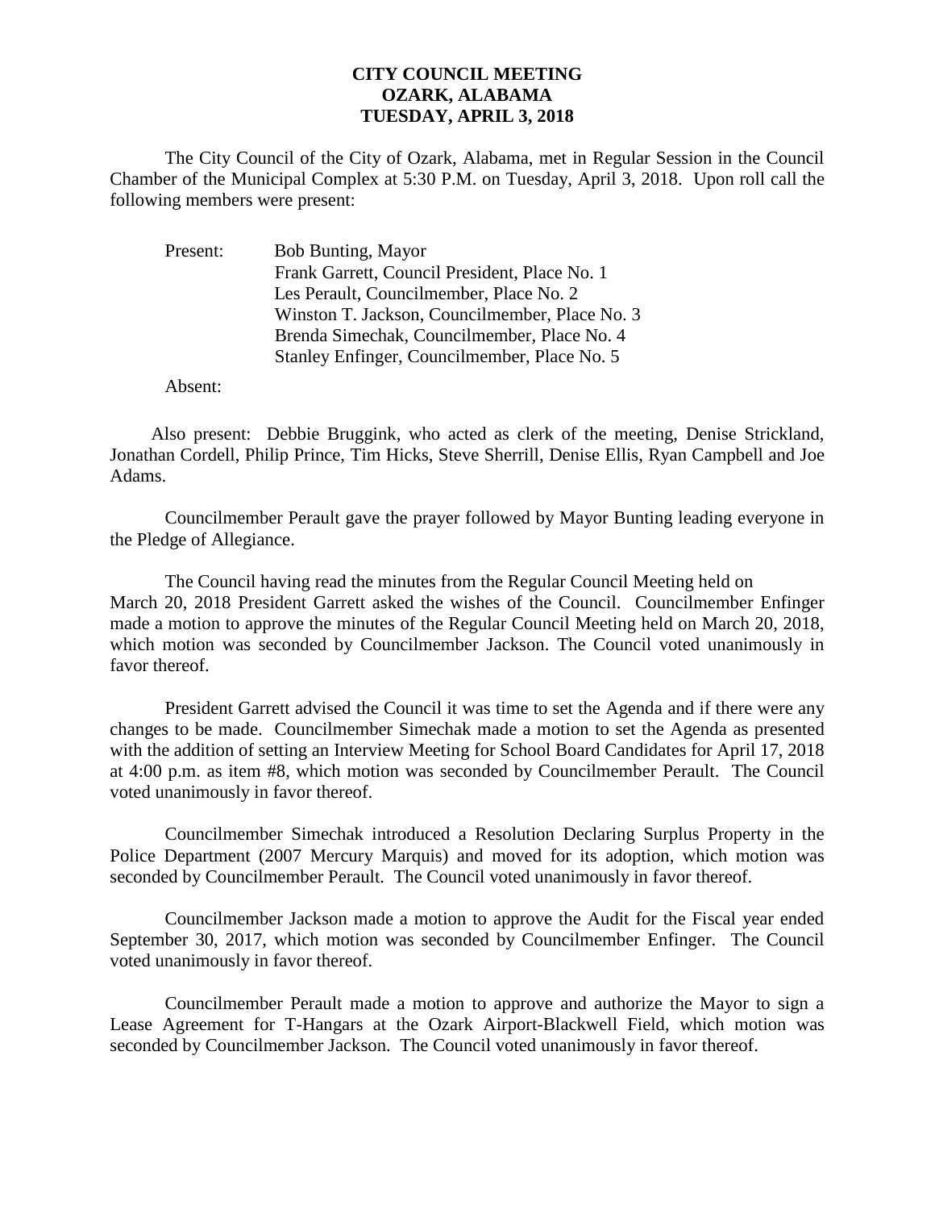**CITY COUNCIL MEETING**
**OZARK, ALABAMA**
**TUESDAY, APRIL 3, 2018**

The City Council of the City of Ozark, Alabama, met in Regular Session in the Council Chamber of the Municipal Complex at 5:30 P.M. on Tuesday, April 3, 2018. Upon roll call the following members were present:

Present:
- Bob Bunting, Mayor
- Frank Garrett, Council President, Place No. 1
- Les Perault, Councilmember, Place No. 2
- Winston T. Jackson, Councilmember, Place No. 3
- Brenda Simechak, Councilmember, Place No. 4
- Stanley Enfinger, Councilmember, Place No. 5

Absent:

Also present: Debbie Bruggink, who acted as clerk of the meeting, Denise Strickland, Jonathan Cordell, Philip Prince, Tim Hicks, Steve Sherrill, Denise Ellis, Ryan Campbell and Joe Adams.

Councilmember Perault gave the prayer followed by Mayor Bunting leading everyone in the Pledge of Allegiance.

The Council having read the minutes from the Regular Council Meeting held on March 20, 2018 President Garrett asked the wishes of the Council. Councilmember Enfinger made a motion to approve the minutes of the Regular Council Meeting held on March 20, 2018, which motion was seconded by Councilmember Jackson. The Council voted unanimously in favor thereof.

President Garrett advised the Council it was time to set the Agenda and if there were any changes to be made. Councilmember Simechak made a motion to set the Agenda as presented with the addition of setting an Interview Meeting for School Board Candidates for April 17, 2018 at 4:00 p.m. as item #8, which motion was seconded by Councilmember Perault. The Council voted unanimously in favor thereof.

Councilmember Simechak introduced a Resolution Declaring Surplus Property in the Police Department (2007 Mercury Marquis) and moved for its adoption, which motion was seconded by Councilmember Perault. The Council voted unanimously in favor thereof.

Councilmember Jackson made a motion to approve the Audit for the Fiscal year ended September 30, 2017, which motion was seconded by Councilmember Enfinger. The Council voted unanimously in favor thereof.

Councilmember Perault made a motion to approve and authorize the Mayor to sign a Lease Agreement for T-Hangars at the Ozark Airport-Blackwell Field, which motion was seconded by Councilmember Jackson. The Council voted unanimously in favor thereof.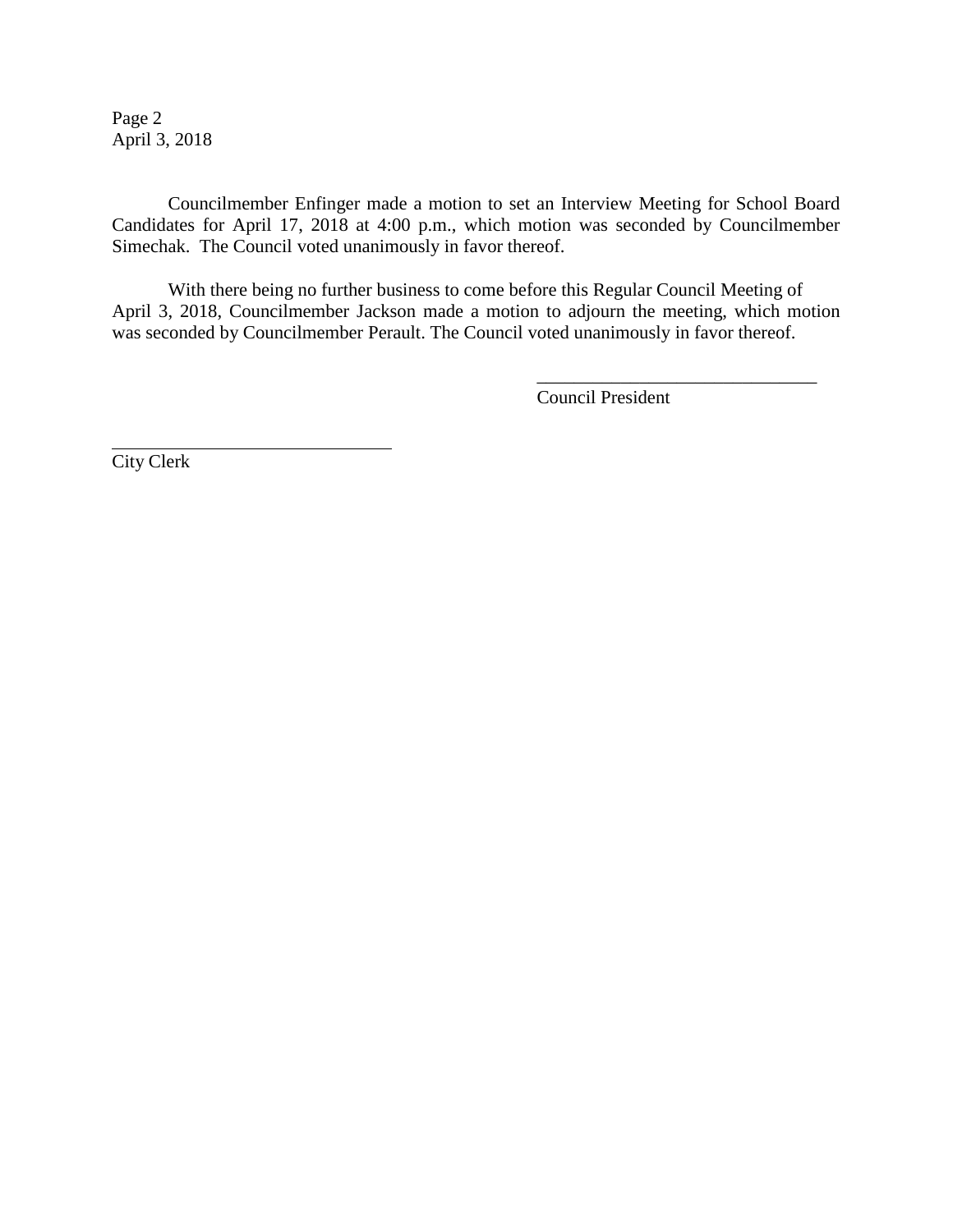Councilmember Enfinger made a motion to set an Interview Meeting for School Board Candidates for April 17, 2018 at 4:00 p.m., which motion was seconded by Councilmember Simechak. The Council voted unanimously in favor thereof.

With there being no further business to come before this Regular Council Meeting of April 3, 2018, Councilmember Jackson made a motion to adjourn the meeting, which motion was seconded by Councilmember Perault. The Council voted unanimously in favor thereof.

\_\_\_\_\_\_\_\_\_\_\_\_\_\_\_\_\_\_\_\_\_\_\_\_\_\_\_\_\_\_
Council President

\_\_\_\_\_\_\_\_\_\_\_\_\_\_\_\_\_\_\_\_\_\_\_\_\_\_\_\_\_\_
City Clerk